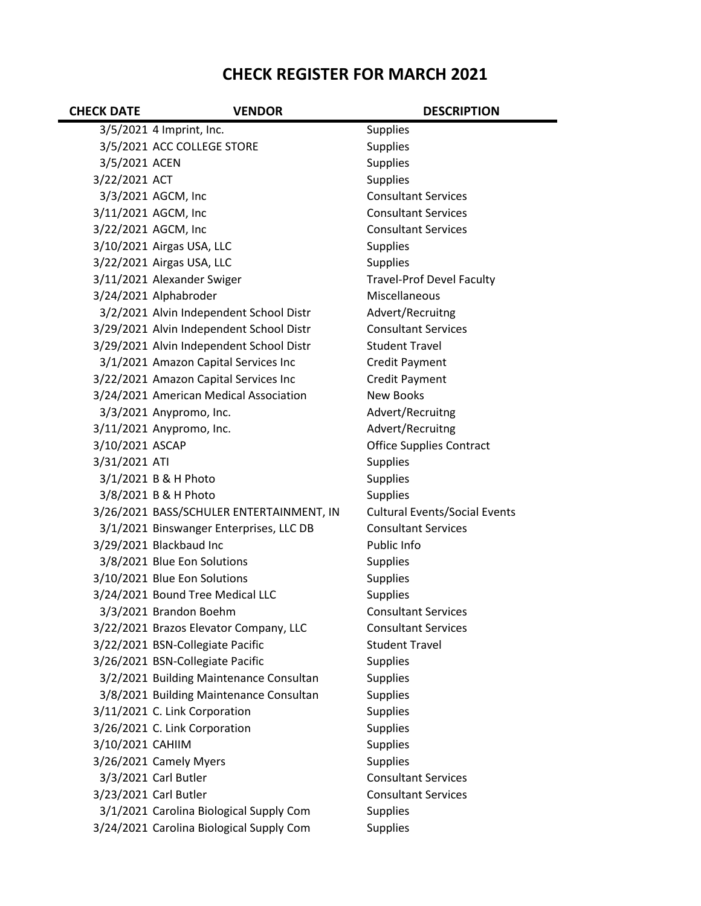# CHECK REGISTER FOR MARCH 2021

| CHECK DATE | VENDOR | DESCRIPTION |
|---|---|---|
| 3/5/2021 | 4 Imprint, Inc. | Supplies |
| 3/5/2021 | ACC COLLEGE STORE | Supplies |
| 3/5/2021 | ACEN | Supplies |
| 3/22/2021 | ACT | Supplies |
| 3/3/2021 | AGCM, Inc | Consultant Services |
| 3/11/2021 | AGCM, Inc | Consultant Services |
| 3/22/2021 | AGCM, Inc | Consultant Services |
| 3/10/2021 | Airgas USA, LLC | Supplies |
| 3/22/2021 | Airgas USA, LLC | Supplies |
| 3/11/2021 | Alexander Swiger | Travel-Prof Devel Faculty |
| 3/24/2021 | Alphabroder | Miscellaneous |
| 3/2/2021 | Alvin Independent School Distr | Advert/Recruitng |
| 3/29/2021 | Alvin Independent School Distr | Consultant Services |
| 3/29/2021 | Alvin Independent School Distr | Student Travel |
| 3/1/2021 | Amazon Capital Services Inc | Credit Payment |
| 3/22/2021 | Amazon Capital Services Inc | Credit Payment |
| 3/24/2021 | American Medical Association | New Books |
| 3/3/2021 | Anypromo, Inc. | Advert/Recruitng |
| 3/11/2021 | Anypromo, Inc. | Advert/Recruitng |
| 3/10/2021 | ASCAP | Office Supplies Contract |
| 3/31/2021 | ATI | Supplies |
| 3/1/2021 | B & H Photo | Supplies |
| 3/8/2021 | B & H Photo | Supplies |
| 3/26/2021 | BASS/SCHULER ENTERTAINMENT, IN | Cultural Events/Social Events |
| 3/1/2021 | Binswanger Enterprises, LLC DB | Consultant Services |
| 3/29/2021 | Blackbaud Inc | Public Info |
| 3/8/2021 | Blue Eon Solutions | Supplies |
| 3/10/2021 | Blue Eon Solutions | Supplies |
| 3/24/2021 | Bound Tree Medical LLC | Supplies |
| 3/3/2021 | Brandon Boehm | Consultant Services |
| 3/22/2021 | Brazos Elevator Company, LLC | Consultant Services |
| 3/22/2021 | BSN-Collegiate Pacific | Student Travel |
| 3/26/2021 | BSN-Collegiate Pacific | Supplies |
| 3/2/2021 | Building Maintenance Consultan | Supplies |
| 3/8/2021 | Building Maintenance Consultan | Supplies |
| 3/11/2021 | C. Link Corporation | Supplies |
| 3/26/2021 | C. Link Corporation | Supplies |
| 3/10/2021 | CAHIIM | Supplies |
| 3/26/2021 | Camely Myers | Supplies |
| 3/3/2021 | Carl Butler | Consultant Services |
| 3/23/2021 | Carl Butler | Consultant Services |
| 3/1/2021 | Carolina Biological Supply Com | Supplies |
| 3/24/2021 | Carolina Biological Supply Com | Supplies |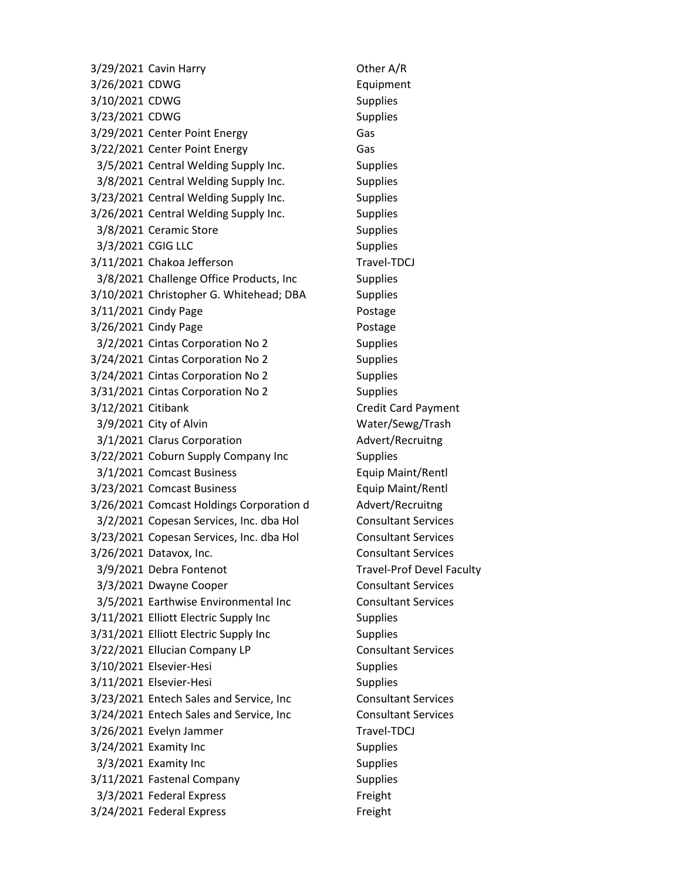| | | |
|---|---|---|
| 3/29/2021 | Cavin Harry | Other A/R |
| 3/26/2021 | CDWG | Equipment |
| 3/10/2021 | CDWG | Supplies |
| 3/23/2021 | CDWG | Supplies |
| 3/29/2021 | Center Point Energy | Gas |
| 3/22/2021 | Center Point Energy | Gas |
| 3/5/2021 | Central Welding Supply Inc. | Supplies |
| 3/8/2021 | Central Welding Supply Inc. | Supplies |
| 3/23/2021 | Central Welding Supply Inc. | Supplies |
| 3/26/2021 | Central Welding Supply Inc. | Supplies |
| 3/8/2021 | Ceramic Store | Supplies |
| 3/3/2021 | CGIG LLC | Supplies |
| 3/11/2021 | Chakoa Jefferson | Travel-TDCJ |
| 3/8/2021 | Challenge Office Products, Inc | Supplies |
| 3/10/2021 | Christopher G. Whitehead; DBA | Supplies |
| 3/11/2021 | Cindy Page | Postage |
| 3/26/2021 | Cindy Page | Postage |
| 3/2/2021 | Cintas Corporation No 2 | Supplies |
| 3/24/2021 | Cintas Corporation No 2 | Supplies |
| 3/24/2021 | Cintas Corporation No 2 | Supplies |
| 3/31/2021 | Cintas Corporation No 2 | Supplies |
| 3/12/2021 | Citibank | Credit Card Payment |
| 3/9/2021 | City of Alvin | Water/Sewg/Trash |
| 3/1/2021 | Clarus Corporation | Advert/Recruitng |
| 3/22/2021 | Coburn Supply Company Inc | Supplies |
| 3/1/2021 | Comcast Business | Equip Maint/Rentl |
| 3/23/2021 | Comcast Business | Equip Maint/Rentl |
| 3/26/2021 | Comcast Holdings Corporation d | Advert/Recruitng |
| 3/2/2021 | Copesan Services, Inc. dba Hol | Consultant Services |
| 3/23/2021 | Copesan Services, Inc. dba Hol | Consultant Services |
| 3/26/2021 | Datavox, Inc. | Consultant Services |
| 3/9/2021 | Debra Fontenot | Travel-Prof Devel Faculty |
| 3/3/2021 | Dwayne Cooper | Consultant Services |
| 3/5/2021 | Earthwise Environmental Inc | Consultant Services |
| 3/11/2021 | Elliott Electric Supply Inc | Supplies |
| 3/31/2021 | Elliott Electric Supply Inc | Supplies |
| 3/22/2021 | Ellucian Company LP | Consultant Services |
| 3/10/2021 | Elsevier-Hesi | Supplies |
| 3/11/2021 | Elsevier-Hesi | Supplies |
| 3/23/2021 | Entech Sales and Service, Inc | Consultant Services |
| 3/24/2021 | Entech Sales and Service, Inc | Consultant Services |
| 3/26/2021 | Evelyn Jammer | Travel-TDCJ |
| 3/24/2021 | Examity Inc | Supplies |
| 3/3/2021 | Examity Inc | Supplies |
| 3/11/2021 | Fastenal Company | Supplies |
| 3/3/2021 | Federal Express | Freight |
| 3/24/2021 | Federal Express | Freight |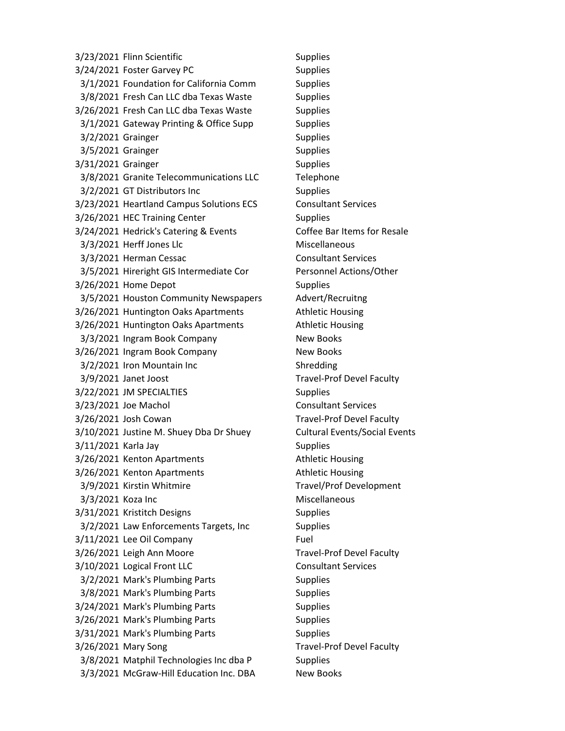| | | |
|---|---|---|
| 3/23/2021 | Flinn Scientific | Supplies |
| 3/24/2021 | Foster Garvey PC | Supplies |
| 3/1/2021 | Foundation for California Comm | Supplies |
| 3/8/2021 | Fresh Can LLC dba Texas Waste | Supplies |
| 3/26/2021 | Fresh Can LLC dba Texas Waste | Supplies |
| 3/1/2021 | Gateway Printing & Office Supp | Supplies |
| 3/2/2021 | Grainger | Supplies |
| 3/5/2021 | Grainger | Supplies |
| 3/31/2021 | Grainger | Supplies |
| 3/8/2021 | Granite Telecommunications LLC | Telephone |
| 3/2/2021 | GT Distributors Inc | Supplies |
| 3/23/2021 | Heartland Campus Solutions ECS | Consultant Services |
| 3/26/2021 | HEC Training Center | Supplies |
| 3/24/2021 | Hedrick's Catering & Events | Coffee Bar Items for Resale |
| 3/3/2021 | Herff Jones Llc | Miscellaneous |
| 3/3/2021 | Herman Cessac | Consultant Services |
| 3/5/2021 | Hireright GIS Intermediate Cor | Personnel Actions/Other |
| 3/26/2021 | Home Depot | Supplies |
| 3/5/2021 | Houston Community Newspapers | Advert/Recruitng |
| 3/26/2021 | Huntington Oaks Apartments | Athletic Housing |
| 3/26/2021 | Huntington Oaks Apartments | Athletic Housing |
| 3/3/2021 | Ingram Book Company | New Books |
| 3/26/2021 | Ingram Book Company | New Books |
| 3/2/2021 | Iron Mountain Inc | Shredding |
| 3/9/2021 | Janet Joost | Travel-Prof Devel Faculty |
| 3/22/2021 | JM SPECIALTIES | Supplies |
| 3/23/2021 | Joe Machol | Consultant Services |
| 3/26/2021 | Josh Cowan | Travel-Prof Devel Faculty |
| 3/10/2021 | Justine M. Shuey Dba Dr Shuey | Cultural Events/Social Events |
| 3/11/2021 | Karla Jay | Supplies |
| 3/26/2021 | Kenton Apartments | Athletic Housing |
| 3/26/2021 | Kenton Apartments | Athletic Housing |
| 3/9/2021 | Kirstin Whitmire | Travel/Prof Development |
| 3/3/2021 | Koza Inc | Miscellaneous |
| 3/31/2021 | Kristitch Designs | Supplies |
| 3/2/2021 | Law Enforcements Targets, Inc | Supplies |
| 3/11/2021 | Lee Oil Company | Fuel |
| 3/26/2021 | Leigh Ann Moore | Travel-Prof Devel Faculty |
| 3/10/2021 | Logical Front LLC | Consultant Services |
| 3/2/2021 | Mark's Plumbing Parts | Supplies |
| 3/8/2021 | Mark's Plumbing Parts | Supplies |
| 3/24/2021 | Mark's Plumbing Parts | Supplies |
| 3/26/2021 | Mark's Plumbing Parts | Supplies |
| 3/31/2021 | Mark's Plumbing Parts | Supplies |
| 3/26/2021 | Mary Song | Travel-Prof Devel Faculty |
| 3/8/2021 | Matphil Technologies Inc dba P | Supplies |
| 3/3/2021 | McGraw-Hill Education Inc. DBA | New Books |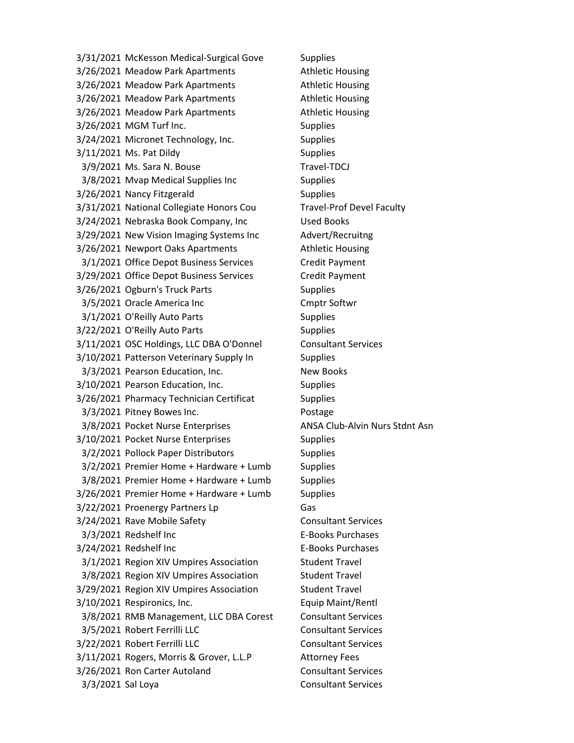| | | |
|---|---|---|
| 3/31/2021 | McKesson Medical-Surgical Gove | Supplies |
| 3/26/2021 | Meadow Park Apartments | Athletic Housing |
| 3/26/2021 | Meadow Park Apartments | Athletic Housing |
| 3/26/2021 | Meadow Park Apartments | Athletic Housing |
| 3/26/2021 | Meadow Park Apartments | Athletic Housing |
| 3/26/2021 | MGM Turf Inc. | Supplies |
| 3/24/2021 | Micronet Technology, Inc. | Supplies |
| 3/11/2021 | Ms. Pat Dildy | Supplies |
| 3/9/2021 | Ms. Sara N. Bouse | Travel-TDCJ |
| 3/8/2021 | Mvap Medical Supplies Inc | Supplies |
| 3/26/2021 | Nancy Fitzgerald | Supplies |
| 3/31/2021 | National Collegiate Honors Cou | Travel-Prof Devel Faculty |
| 3/24/2021 | Nebraska Book Company, Inc | Used Books |
| 3/29/2021 | New Vision Imaging Systems Inc | Advert/Recruitng |
| 3/26/2021 | Newport Oaks Apartments | Athletic Housing |
| 3/1/2021 | Office Depot Business Services | Credit Payment |
| 3/29/2021 | Office Depot Business Services | Credit Payment |
| 3/26/2021 | Ogburn's Truck Parts | Supplies |
| 3/5/2021 | Oracle America Inc | Cmptr Softwr |
| 3/1/2021 | O'Reilly Auto Parts | Supplies |
| 3/22/2021 | O'Reilly Auto Parts | Supplies |
| 3/11/2021 | OSC Holdings, LLC DBA O'Donnel | Consultant Services |
| 3/10/2021 | Patterson Veterinary Supply In | Supplies |
| 3/3/2021 | Pearson Education, Inc. | New Books |
| 3/10/2021 | Pearson Education, Inc. | Supplies |
| 3/26/2021 | Pharmacy Technician Certificat | Supplies |
| 3/3/2021 | Pitney Bowes Inc. | Postage |
| 3/8/2021 | Pocket Nurse Enterprises | ANSA Club-Alvin Nurs Stdnt Asn |
| 3/10/2021 | Pocket Nurse Enterprises | Supplies |
| 3/2/2021 | Pollock Paper Distributors | Supplies |
| 3/2/2021 | Premier Home + Hardware + Lumb | Supplies |
| 3/8/2021 | Premier Home + Hardware + Lumb | Supplies |
| 3/26/2021 | Premier Home + Hardware + Lumb | Supplies |
| 3/22/2021 | Proenergy Partners Lp | Gas |
| 3/24/2021 | Rave Mobile Safety | Consultant Services |
| 3/3/2021 | Redshelf Inc | E-Books Purchases |
| 3/24/2021 | Redshelf Inc | E-Books Purchases |
| 3/1/2021 | Region XIV Umpires Association | Student Travel |
| 3/8/2021 | Region XIV Umpires Association | Student Travel |
| 3/29/2021 | Region XIV Umpires Association | Student Travel |
| 3/10/2021 | Respironics, Inc. | Equip Maint/Rentl |
| 3/8/2021 | RMB Management, LLC DBA Corest | Consultant Services |
| 3/5/2021 | Robert Ferrilli LLC | Consultant Services |
| 3/22/2021 | Robert Ferrilli LLC | Consultant Services |
| 3/11/2021 | Rogers, Morris & Grover, L.L.P | Attorney Fees |
| 3/26/2021 | Ron Carter Autoland | Consultant Services |
| 3/3/2021 | Sal Loya | Consultant Services |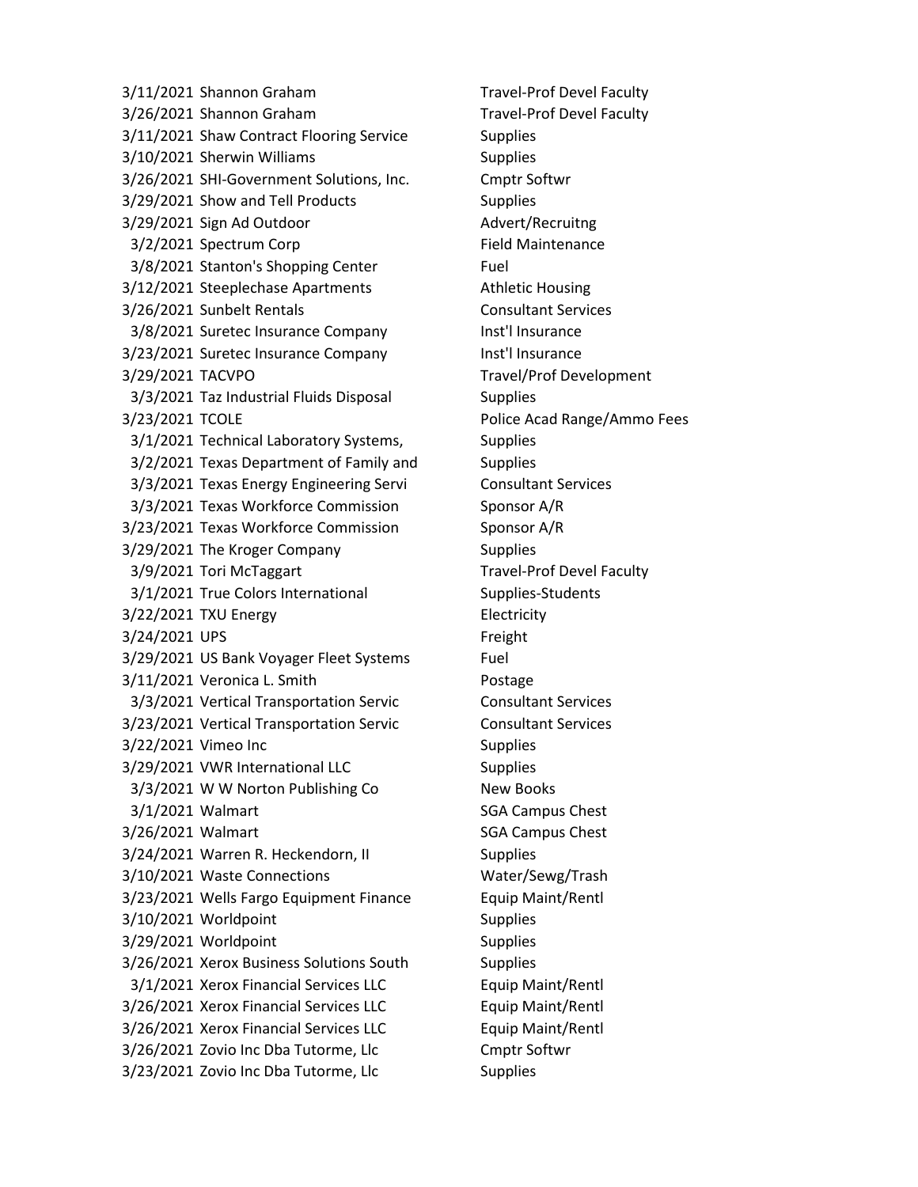| | | |
|---|---|---|
| 3/11/2021 | Shannon Graham | Travel-Prof Devel Faculty |
| 3/26/2021 | Shannon Graham | Travel-Prof Devel Faculty |
| 3/11/2021 | Shaw Contract Flooring Service | Supplies |
| 3/10/2021 | Sherwin Williams | Supplies |
| 3/26/2021 | SHI-Government Solutions, Inc. | Cmptr Softwr |
| 3/29/2021 | Show and Tell Products | Supplies |
| 3/29/2021 | Sign Ad Outdoor | Advert/Recruitng |
| 3/2/2021 | Spectrum Corp | Field Maintenance |
| 3/8/2021 | Stanton's Shopping Center | Fuel |
| 3/12/2021 | Steeplechase Apartments | Athletic Housing |
| 3/26/2021 | Sunbelt Rentals | Consultant Services |
| 3/8/2021 | Suretec Insurance Company | Inst'l Insurance |
| 3/23/2021 | Suretec Insurance Company | Inst'l Insurance |
| 3/29/2021 | TACVPO | Travel/Prof Development |
| 3/3/2021 | Taz Industrial Fluids Disposal | Supplies |
| 3/23/2021 | TCOLE | Police Acad Range/Ammo Fees |
| 3/1/2021 | Technical Laboratory Systems, | Supplies |
| 3/2/2021 | Texas Department of Family and | Supplies |
| 3/3/2021 | Texas Energy Engineering Servi | Consultant Services |
| 3/3/2021 | Texas Workforce Commission | Sponsor A/R |
| 3/23/2021 | Texas Workforce Commission | Sponsor A/R |
| 3/29/2021 | The Kroger Company | Supplies |
| 3/9/2021 | Tori McTaggart | Travel-Prof Devel Faculty |
| 3/1/2021 | True Colors International | Supplies-Students |
| 3/22/2021 | TXU Energy | Electricity |
| 3/24/2021 | UPS | Freight |
| 3/29/2021 | US Bank Voyager Fleet Systems | Fuel |
| 3/11/2021 | Veronica L. Smith | Postage |
| 3/3/2021 | Vertical Transportation Servic | Consultant Services |
| 3/23/2021 | Vertical Transportation Servic | Consultant Services |
| 3/22/2021 | Vimeo Inc | Supplies |
| 3/29/2021 | VWR International LLC | Supplies |
| 3/3/2021 | W W Norton Publishing Co | New Books |
| 3/1/2021 | Walmart | SGA Campus Chest |
| 3/26/2021 | Walmart | SGA Campus Chest |
| 3/24/2021 | Warren R. Heckendorn, II | Supplies |
| 3/10/2021 | Waste Connections | Water/Sewg/Trash |
| 3/23/2021 | Wells Fargo Equipment Finance | Equip Maint/Rentl |
| 3/10/2021 | Worldpoint | Supplies |
| 3/29/2021 | Worldpoint | Supplies |
| 3/26/2021 | Xerox Business Solutions South | Supplies |
| 3/1/2021 | Xerox Financial Services LLC | Equip Maint/Rentl |
| 3/26/2021 | Xerox Financial Services LLC | Equip Maint/Rentl |
| 3/26/2021 | Xerox Financial Services LLC | Equip Maint/Rentl |
| 3/26/2021 | Zovio Inc Dba Tutorme, Llc | Cmptr Softwr |
| 3/23/2021 | Zovio Inc Dba Tutorme, Llc | Supplies |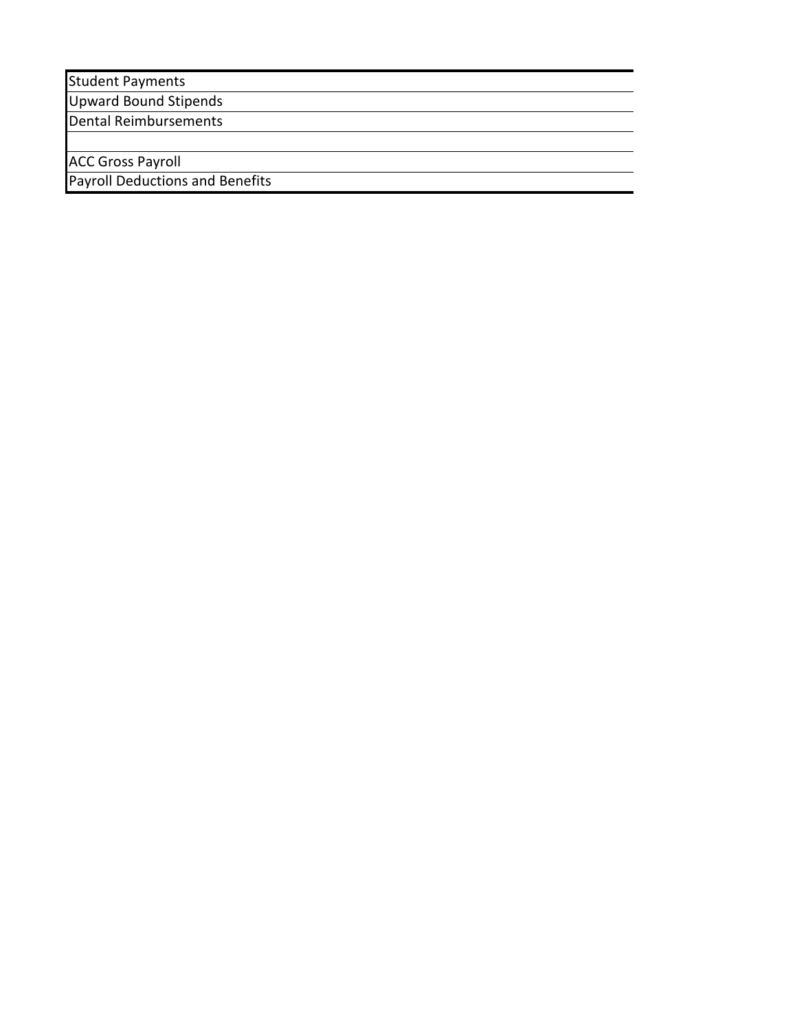| Student Payments |
| --- |
| Upward Bound Stipends |
| Dental Reimbursements |
| |
| ACC Gross Payroll |
| Payroll Deductions and Benefits |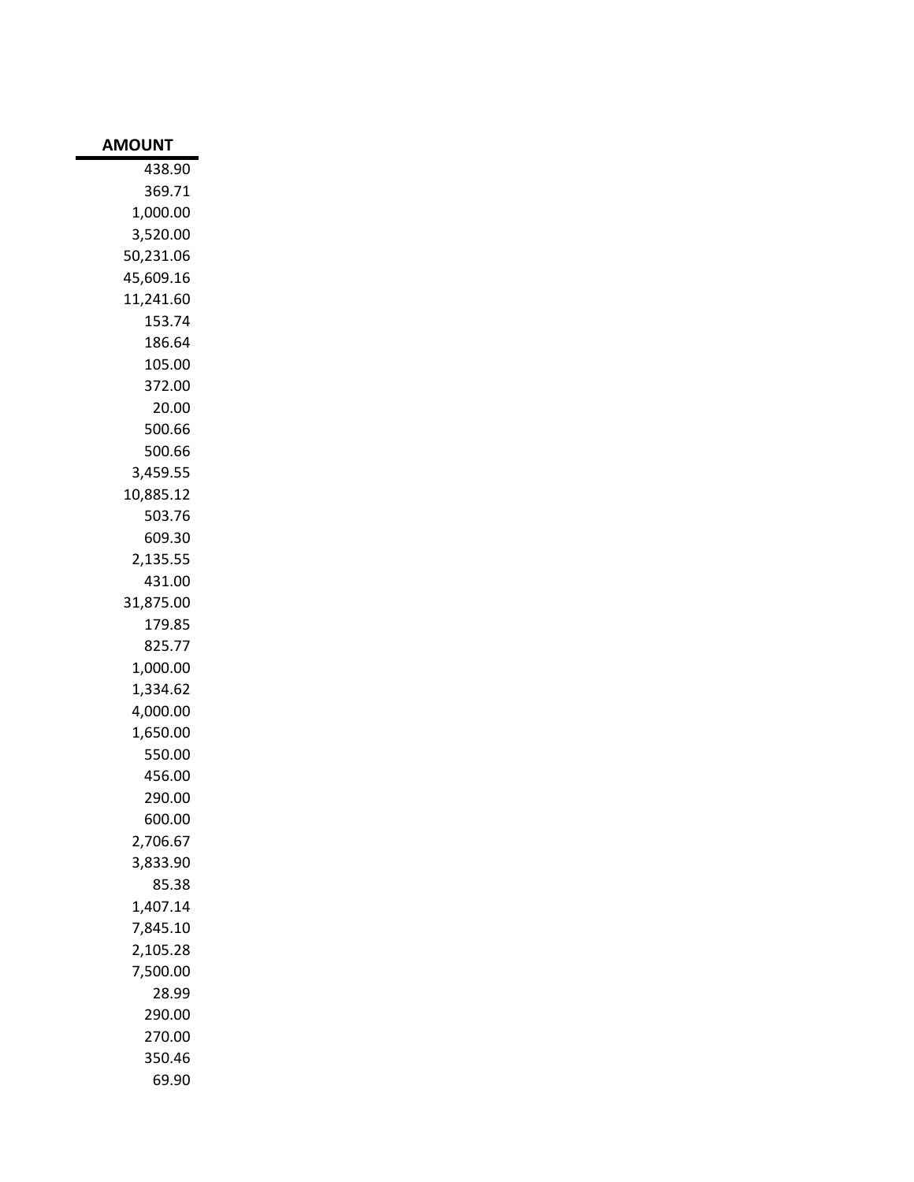| AMOUNT |
|---:|
| 438.90 |
| 369.71 |
| 1,000.00 |
| 3,520.00 |
| 50,231.06 |
| 45,609.16 |
| 11,241.60 |
| 153.74 |
| 186.64 |
| 105.00 |
| 372.00 |
| 20.00 |
| 500.66 |
| 500.66 |
| 3,459.55 |
| 10,885.12 |
| 503.76 |
| 609.30 |
| 2,135.55 |
| 431.00 |
| 31,875.00 |
| 179.85 |
| 825.77 |
| 1,000.00 |
| 1,334.62 |
| 4,000.00 |
| 1,650.00 |
| 550.00 |
| 456.00 |
| 290.00 |
| 600.00 |
| 2,706.67 |
| 3,833.90 |
| 85.38 |
| 1,407.14 |
| 7,845.10 |
| 2,105.28 |
| 7,500.00 |
| 28.99 |
| 290.00 |
| 270.00 |
| 350.46 |
| 69.90 |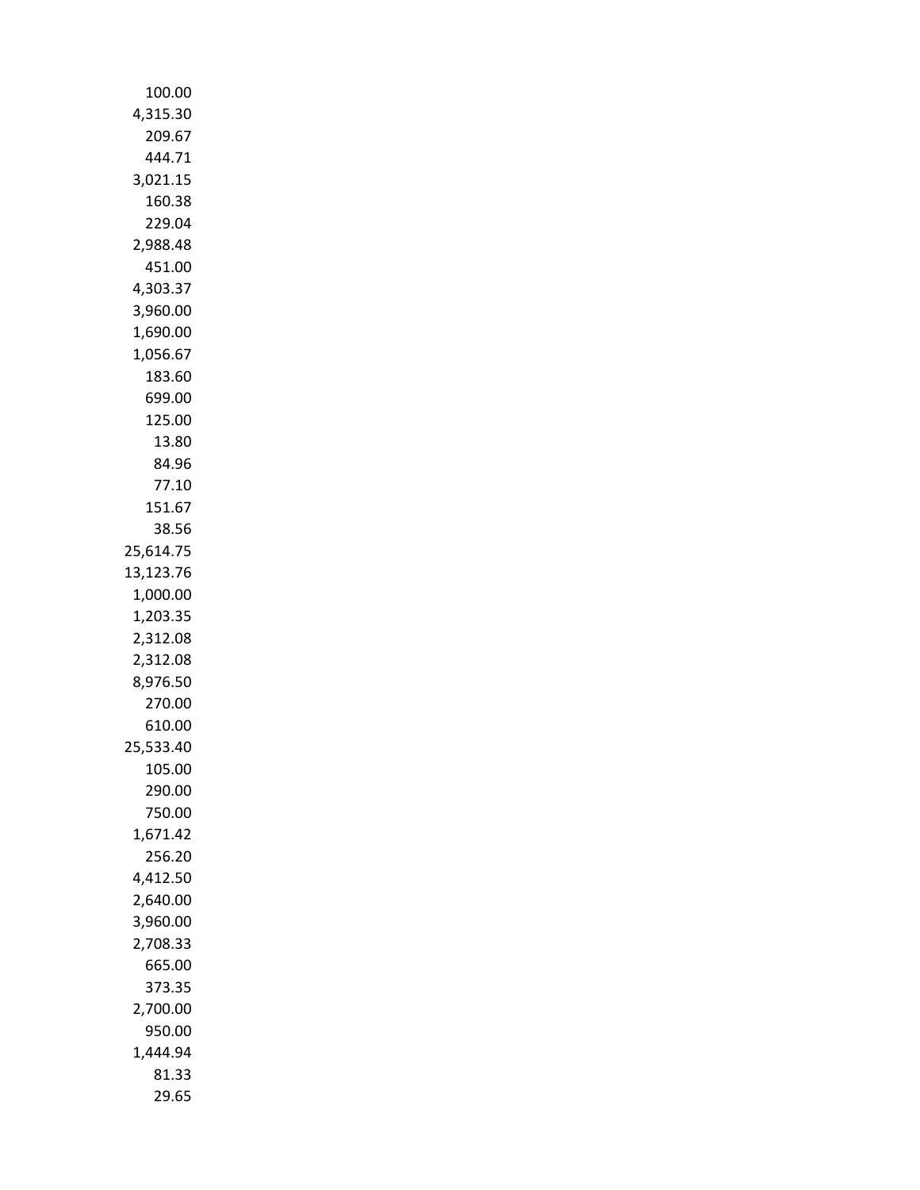100.00
4,315.30
209.67
444.71
3,021.15
160.38
229.04
2,988.48
451.00
4,303.37
3,960.00
1,690.00
1,056.67
183.60
699.00
125.00
13.80
84.96
77.10
151.67
38.56
25,614.75
13,123.76
1,000.00
1,203.35
2,312.08
2,312.08
8,976.50
270.00
610.00
25,533.40
105.00
290.00
750.00
1,671.42
256.20
4,412.50
2,640.00
3,960.00
2,708.33
665.00
373.35
2,700.00
950.00
1,444.94
81.33
29.65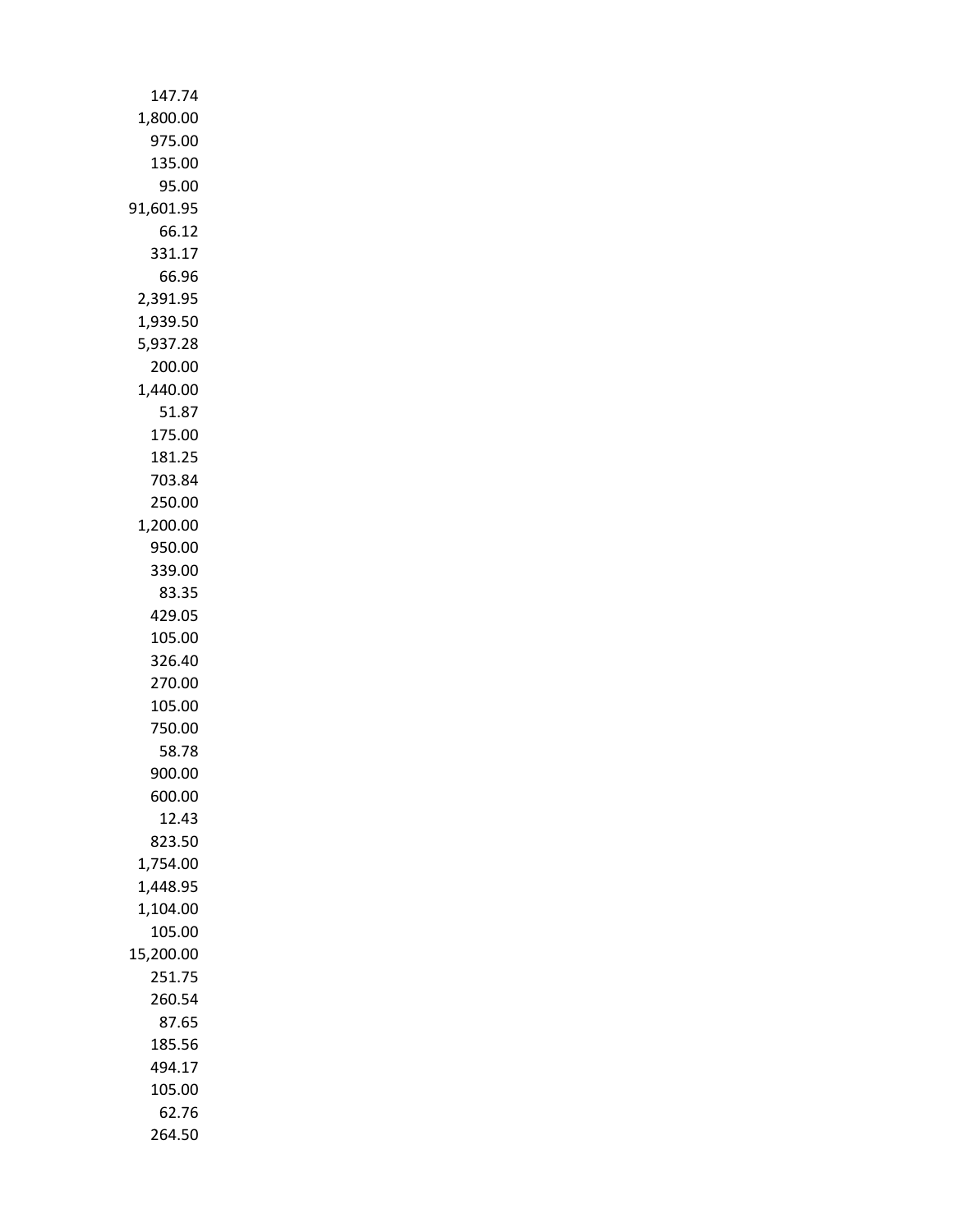147.74
1,800.00
975.00
135.00
95.00
91,601.95
66.12
331.17
66.96
2,391.95
1,939.50
5,937.28
200.00
1,440.00
51.87
175.00
181.25
703.84
250.00
1,200.00
950.00
339.00
83.35
429.05
105.00
326.40
270.00
105.00
750.00
58.78
900.00
600.00
12.43
823.50
1,754.00
1,448.95
1,104.00
105.00
15,200.00
251.75
260.54
87.65
185.56
494.17
105.00
62.76
264.50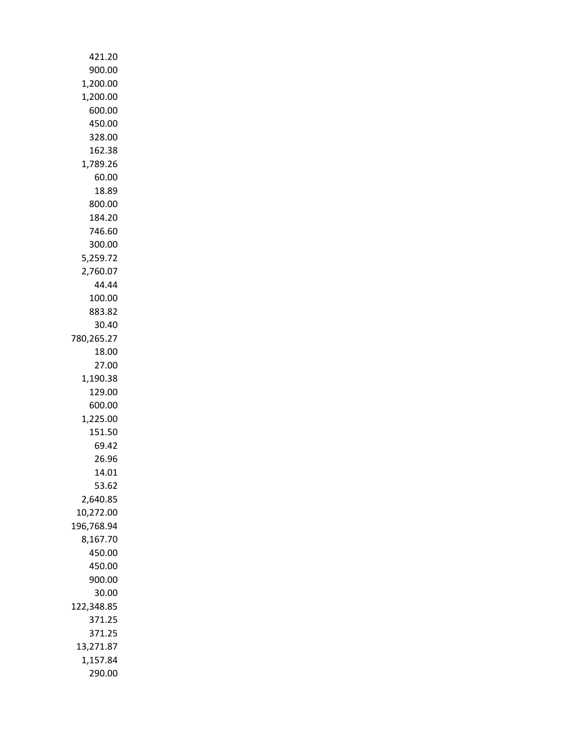421.20
900.00
1,200.00
1,200.00
600.00
450.00
328.00
162.38
1,789.26
60.00
18.89
800.00
184.20
746.60
300.00
5,259.72
2,760.07
44.44
100.00
883.82
30.40
780,265.27
18.00
27.00
1,190.38
129.00
600.00
1,225.00
151.50
69.42
26.96
14.01
53.62
2,640.85
10,272.00
196,768.94
8,167.70
450.00
450.00
900.00
30.00
122,348.85
371.25
371.25
13,271.87
1,157.84
290.00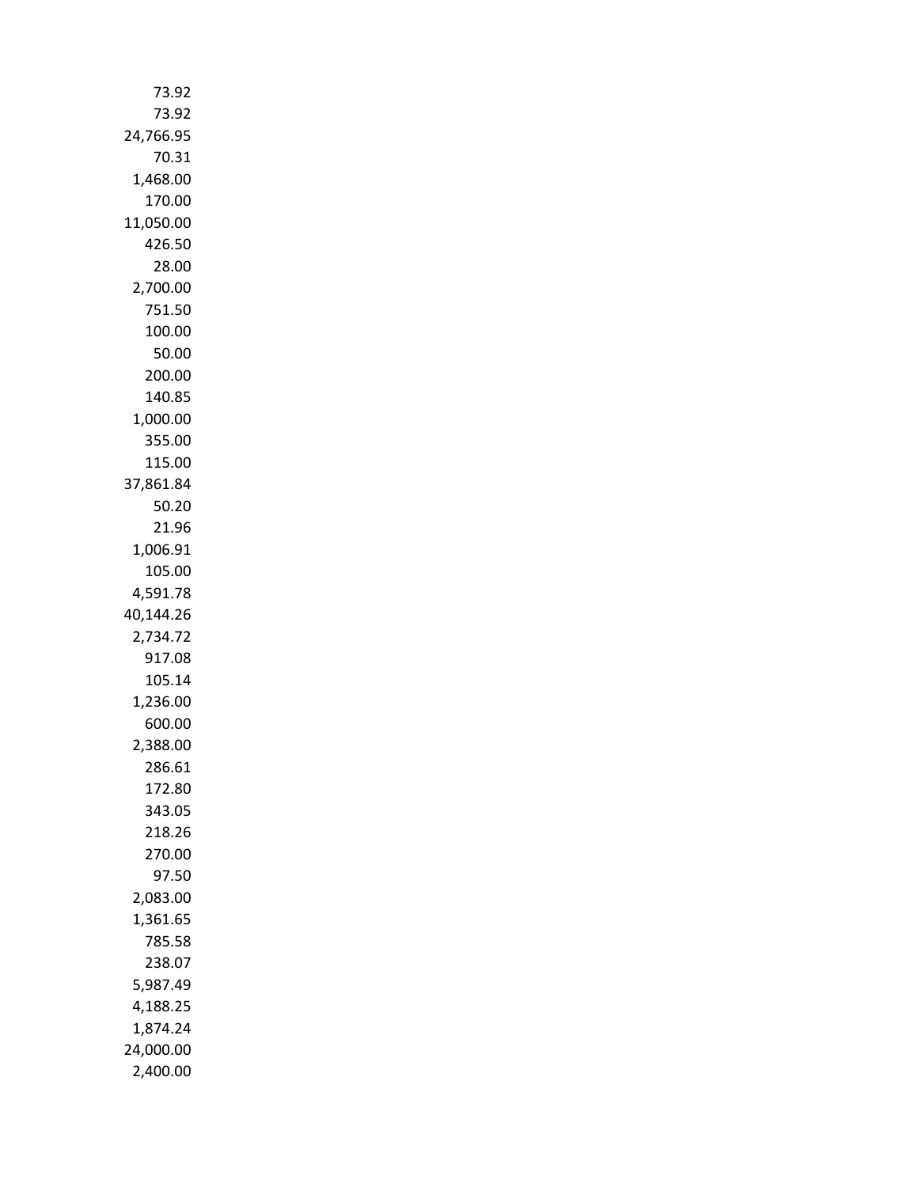73.92
73.92
24,766.95
70.31
1,468.00
170.00
11,050.00
426.50
28.00
2,700.00
751.50
100.00
50.00
200.00
140.85
1,000.00
355.00
115.00
37,861.84
50.20
21.96
1,006.91
105.00
4,591.78
40,144.26
2,734.72
917.08
105.14
1,236.00
600.00
2,388.00
286.61
172.80
343.05
218.26
270.00
97.50
2,083.00
1,361.65
785.58
238.07
5,987.49
4,188.25
1,874.24
24,000.00
2,400.00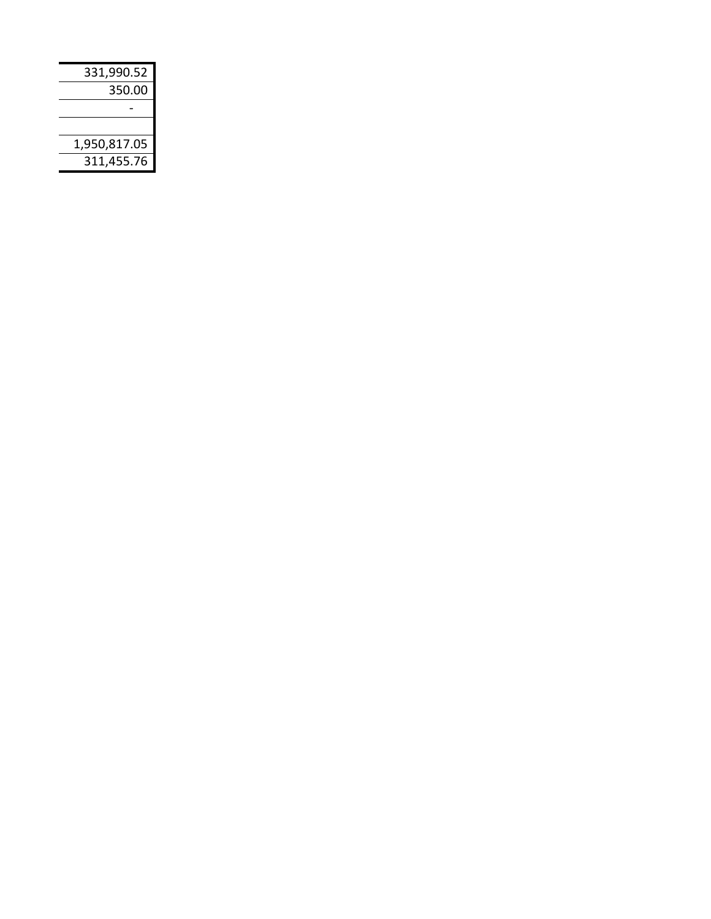| |
|---|
| 331,990.52 |
| 350.00 |
| - |
| |
| 1,950,817.05 |
| 311,455.76 |